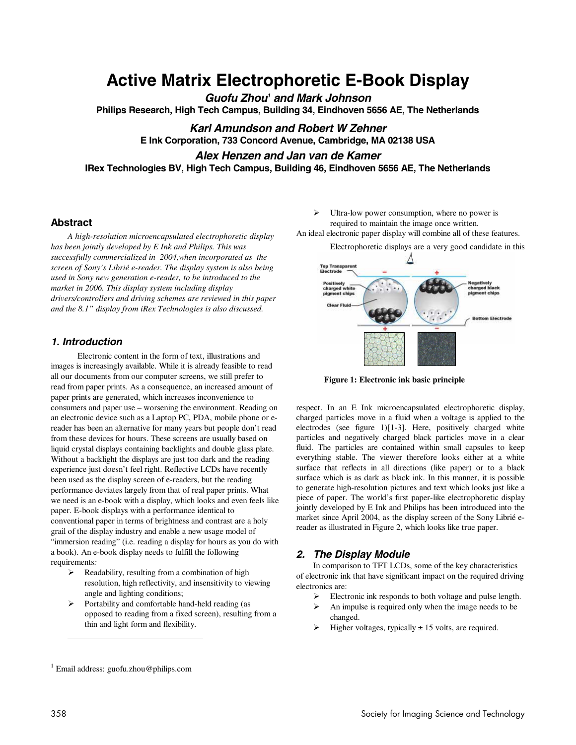# Active Matrix Electrophoretic E-Book Display

***Guofu Zhou[1] and Mark Johnson***

**Philips Research, High Tech Campus, Building 34, Eindhoven 5656 AE, The Netherlands**

***Karl Amundson and Robert W Zehner***

**E Ink Corporation, 733 Concord Avenue, Cambridge, MA 02138 USA**

***Alex Henzen and Jan van de Kamer***

**IRex Technologies BV, High Tech Campus, Building 46, Eindhoven 5656 AE, The Netherlands**

## Abstract

*A high-resolution microencapsulated electrophoretic display has been jointly developed by E Ink and Philips. This was successfully commercialized in 2004,when incorporated as the screen of Sony's Librié e-reader. The display system is also being used in Sony new generation e-reader, to be introduced to the market in 2006. This display system including display drivers/controllers and driving schemes are reviewed in this paper and the 8.1" display from iRex Technologies is also discussed.*

## *1. Introduction*

Electronic content in the form of text, illustrations and images is increasingly available. While it is already feasible to read all our documents from our computer screens, we still prefer to read from paper prints. As a consequence, an increased amount of paper prints are generated, which increases inconvenience to consumers and paper use – worsening the environment. Reading on an electronic device such as a Laptop PC, PDA, mobile phone or e-reader has been an alternative for many years but people don't read from these devices for hours. These screens are usually based on liquid crystal displays containing backlights and double glass plate. Without a backlight the displays are just too dark and the reading experience just doesn't feel right. Reflective LCDs have recently been used as the display screen of e-readers, but the reading performance deviates largely from that of real paper prints. What we need is an e-book with a display, which looks and even feels like paper. E-book displays with a performance identical to conventional paper in terms of brightness and contrast are a holy grail of the display industry and enable a new usage model of "immersion reading" (i.e. reading a display for hours as you do with a book). An e-book display needs to fulfill the following requirements*:*

- Readability, resulting from a combination of high resolution, high reflectivity, and insensitivity to viewing angle and lighting conditions;
- Portability and comfortable hand-held reading (as opposed to reading from a fixed screen), resulting from a thin and light form and flexibility.
- Ultra-low power consumption, where no power is required to maintain the image once written.

An ideal electronic paper display will combine all of these features.

Electrophoretic displays are a very good candidate in this respect. In an E Ink microencapsulated electrophoretic display, charged particles move in a fluid when a voltage is applied to the electrodes (see figure 1)[1-3]. Here, positively charged white particles and negatively charged black particles move in a clear fluid. The particles are contained within small capsules to keep everything stable. The viewer therefore looks either at a white surface that reflects in all directions (like paper) or to a black surface which is as dark as black ink. In this manner, it is possible to generate high-resolution pictures and text which looks just like a piece of paper. The world's first paper-like electrophoretic display jointly developed by E Ink and Philips has been introduced into the market since April 2004, as the display screen of the Sony Librié e-reader as illustrated in Figure 2, which looks like true paper.

**Figure 1: Electronic ink basic principle**

## *2. The Display Module*

In comparison to TFT LCDs, some of the key characteristics of electronic ink that have significant impact on the required driving electronics are:

- Electronic ink responds to both voltage and pulse length.
- An impulse is required only when the image needs to be changed.
- Higher voltages, typically ± 15 volts, are required.

[1] Email address: guofu.zhou@philips.com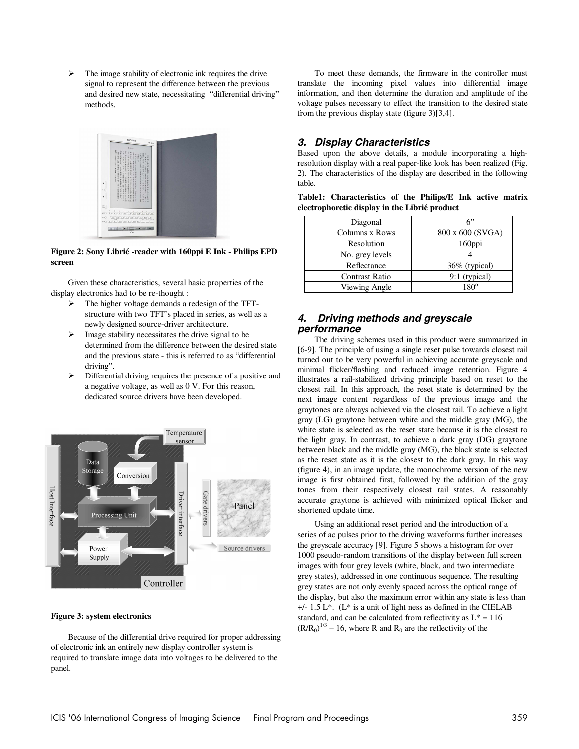- The image stability of electronic ink requires the drive signal to represent the difference between the previous and desired new state, necessitating "differential driving" methods.

**Figure 2: Sony Librié -reader with 160ppi E Ink - Philips EPD screen**

Given these characteristics, several basic properties of the display electronics had to be re-thought :

- The higher voltage demands a redesign of the TFT-structure with two TFT's placed in series, as well as a newly designed source-driver architecture.
- Image stability necessitates the drive signal to be determined from the difference between the desired state and the previous state - this is referred to as "differential driving".
- Differential driving requires the presence of a positive and a negative voltage, as well as 0 V. For this reason, dedicated source drivers have been developed.

**Figure 3: system electronics**

Because of the differential drive required for proper addressing of electronic ink an entirely new display controller system is required to translate image data into voltages to be delivered to the panel.

To meet these demands, the firmware in the controller must translate the incoming pixel values into differential image information, and then determine the duration and amplitude of the voltage pulses necessary to effect the transition to the desired state from the previous display state (figure 3)[3,4].

## 3. Display Characteristics

Based upon the above details, a module incorporating a high-resolution display with a real paper-like look has been realized (Fig. 2). The characteristics of the display are described in the following table.

**Table1: Characteristics of the Philips/E Ink active matrix electrophoretic display in the Librié product**

| Diagonal | 6" |
|---|---|
| Columns x Rows | 800 x 600 (SVGA) |
| Resolution | 160ppi |
| No. grey levels | 4 |
| Reflectance | 36% (typical) |
| Contrast Ratio | 9:1 (typical) |
| Viewing Angle | 180° |

## 4. Driving methods and greyscale performance

The driving schemes used in this product were summarized in [6-9]. The principle of using a single reset pulse towards closest rail turned out to be very powerful in achieving accurate greyscale and minimal flicker/flashing and reduced image retention. Figure 4 illustrates a rail-stabilized driving principle based on reset to the closest rail. In this approach, the reset state is determined by the next image content regardless of the previous image and the graytones are always achieved via the closest rail. To achieve a light gray (LG) graytone between white and the middle gray (MG), the white state is selected as the reset state because it is the closest to the light gray. In contrast, to achieve a dark gray (DG) graytone between black and the middle gray (MG), the black state is selected as the reset state as it is the closest to the dark gray. In this way (figure 4), in an image update, the monochrome version of the new image is first obtained first, followed by the addition of the gray tones from their respectively closest rail states. A reasonably accurate graytone is achieved with minimized optical flicker and shortened update time.

Using an additional reset period and the introduction of a series of ac pulses prior to the driving waveforms further increases the greyscale accuracy [9]. Figure 5 shows a histogram for over 1000 pseudo-random transitions of the display between full screen images with four grey levels (white, black, and two intermediate grey states), addressed in one continuous sequence. The resulting grey states are not only evenly spaced across the optical range of the display, but also the maximum error within any state is less than +/- 1.5 L*. (L* is a unit of light ness as defined in the CIELAB standard, and can be calculated from reflectivity as $L^* = 116\,(R/R_0)^{1/3} - 16$, where R and $R_0$ are the reflectivity of the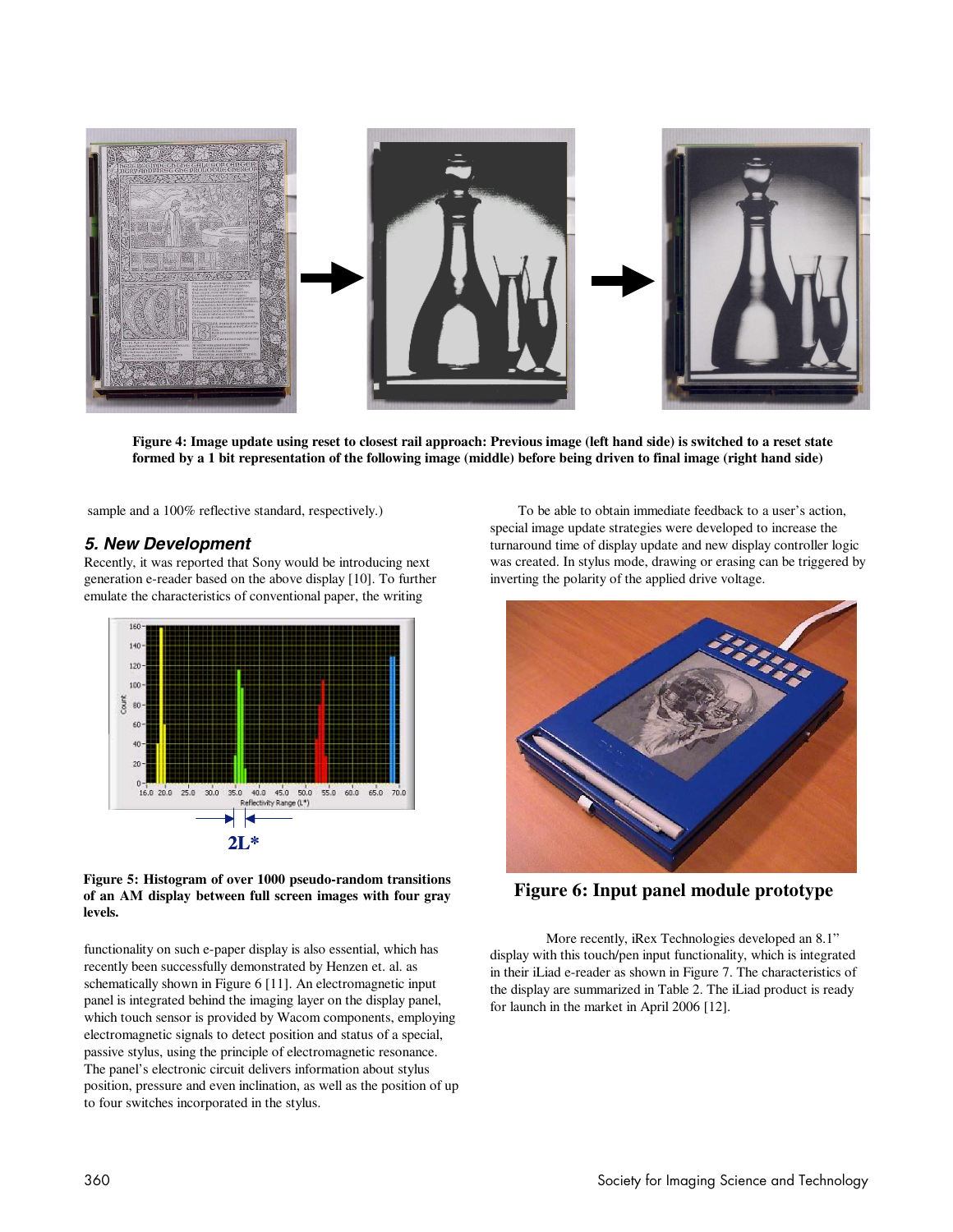**Figure 4: Image update using reset to closest rail approach: Previous image (left hand side) is switched to a reset state formed by a 1 bit representation of the following image (middle) before being driven to final image (right hand side)**

sample and a 100% reflective standard, respectively.)

### *5. New Development*

Recently, it was reported that Sony would be introducing next generation e-reader based on the above display [10]. To further emulate the characteristics of conventional paper, the writing functionality on such e-paper display is also essential, which has recently been successfully demonstrated by Henzen et. al. as schematically shown in Figure 6 [11]. An electromagnetic input panel is integrated behind the imaging layer on the display panel, which touch sensor is provided by Wacom components, employing electromagnetic signals to detect position and status of a special, passive stylus, using the principle of electromagnetic resonance. The panel's electronic circuit delivers information about stylus position, pressure and even inclination, as well as the position of up to four switches incorporated in the stylus.

**Figure 5: Histogram of over 1000 pseudo-random transitions of an AM display between full screen images with four gray levels.**

To be able to obtain immediate feedback to a user's action, special image update strategies were developed to increase the turnaround time of display update and new display controller logic was created. In stylus mode, drawing or erasing can be triggered by inverting the polarity of the applied drive voltage.

**Figure 6: Input panel module prototype**

More recently, iRex Technologies developed an 8.1" display with this touch/pen input functionality, which is integrated in their iLiad e-reader as shown in Figure 7. The characteristics of the display are summarized in Table 2. The iLiad product is ready for launch in the market in April 2006 [12].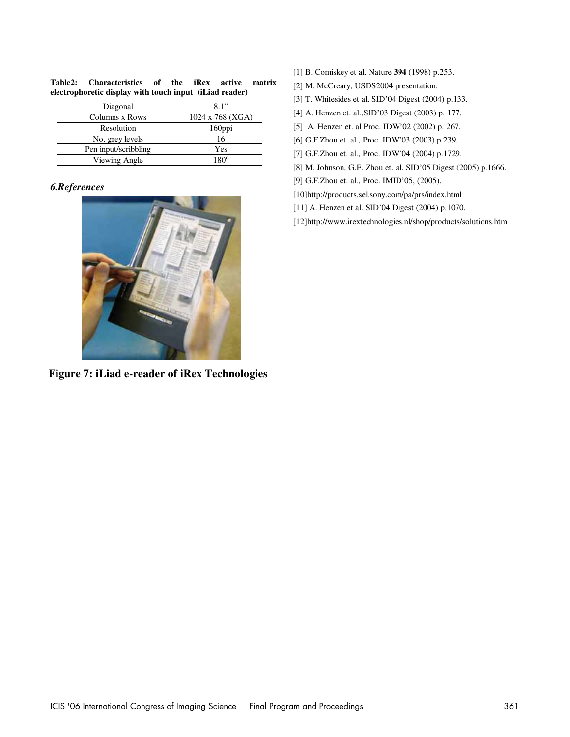**Table2: Characteristics of the iRex active matrix electrophoretic display with touch input (iLiad reader)**

| | |
|---|---|
| Diagonal | 8.1" |
| Columns x Rows | 1024 x 768 (XGA) |
| Resolution | 160ppi |
| No. grey levels | 16 |
| Pen input/scribbling | Yes |
| Viewing Angle | 180° |

## *6.References*

**Figure 7: iLiad e-reader of iRex Technologies**

[1] B. Comiskey et al. Nature **394** (1998) p.253.

[2] M. McCreary, USDS2004 presentation.

[3] T. Whitesides et al. SID'04 Digest (2004) p.133.

[4] A. Henzen et. al.,SID'03 Digest (2003) p. 177.

[5] A. Henzen et. al Proc. IDW'02 (2002) p. 267.

[6] G.F.Zhou et. al., Proc. IDW'03 (2003) p.239.

[7] G.F.Zhou et. al., Proc. IDW'04 (2004) p.1729.

[8] M. Johnson, G.F. Zhou et. al. SID'05 Digest (2005) p.1666.

[9] G.F.Zhou et. al., Proc. IMID'05, (2005).

[10]http://products.sel.sony.com/pa/prs/index.html

[11] A. Henzen et al. SID'04 Digest (2004) p.1070.

[12]http://www.irextechnologies.nl/shop/products/solutions.htm